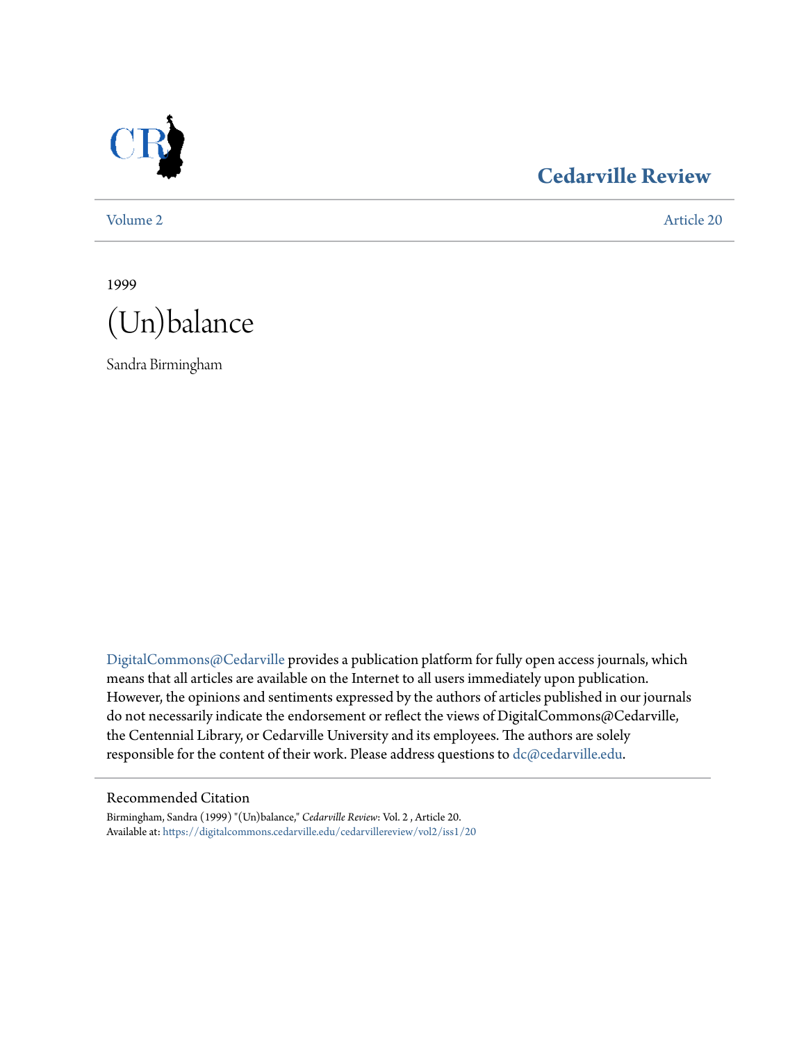Cedarville Review

Volume 2 Article 20

1999

# (Un)balance

Sandra Birmingham

DigitalCommons@Cedarville provides a publication platform for fully open access journals, which means that all articles are available on the Internet to all users immediately upon publication. However, the opinions and sentiments expressed by the authors of articles published in our journals do not necessarily indicate the endorsement or reflect the views of DigitalCommons@Cedarville, the Centennial Library, or Cedarville University and its employees. The authors are solely responsible for the content of their work. Please address questions to dc@cedarville.edu.

## Recommended Citation

Birmingham, Sandra (1999) "(Un)balance," *Cedarville Review*: Vol. 2 , Article 20.
Available at: https://digitalcommons.cedarville.edu/cedarvillereview/vol2/iss1/20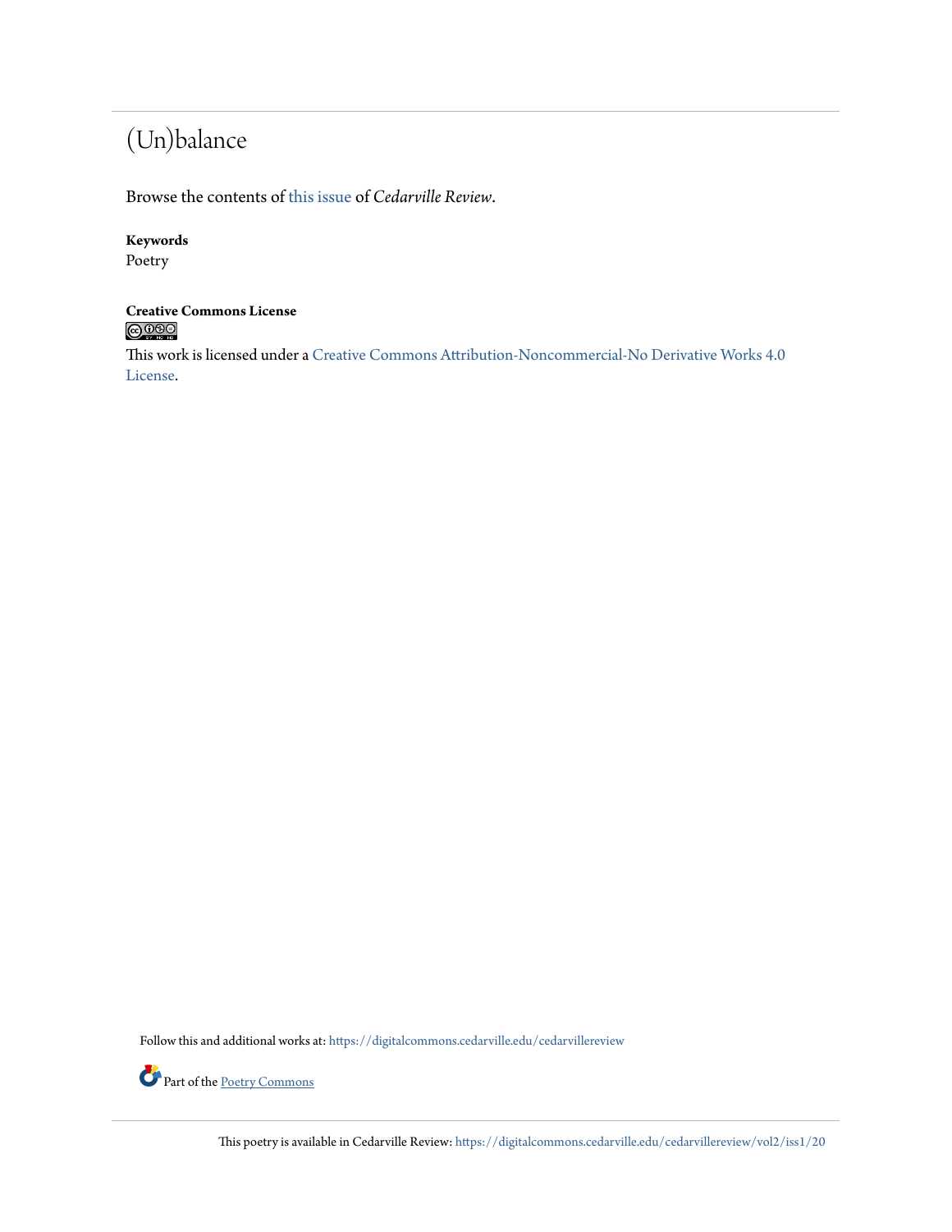# (Un)balance

Browse the contents of this issue of *Cedarville Review*.

**Keywords**
Poetry

**Creative Commons License**

This work is licensed under a Creative Commons Attribution-Noncommercial-No Derivative Works 4.0 License.

Follow this and additional works at: https://digitalcommons.cedarville.edu/cedarvillereview

Part of the Poetry Commons

This poetry is available in Cedarville Review: https://digitalcommons.cedarville.edu/cedarvillereview/vol2/iss1/20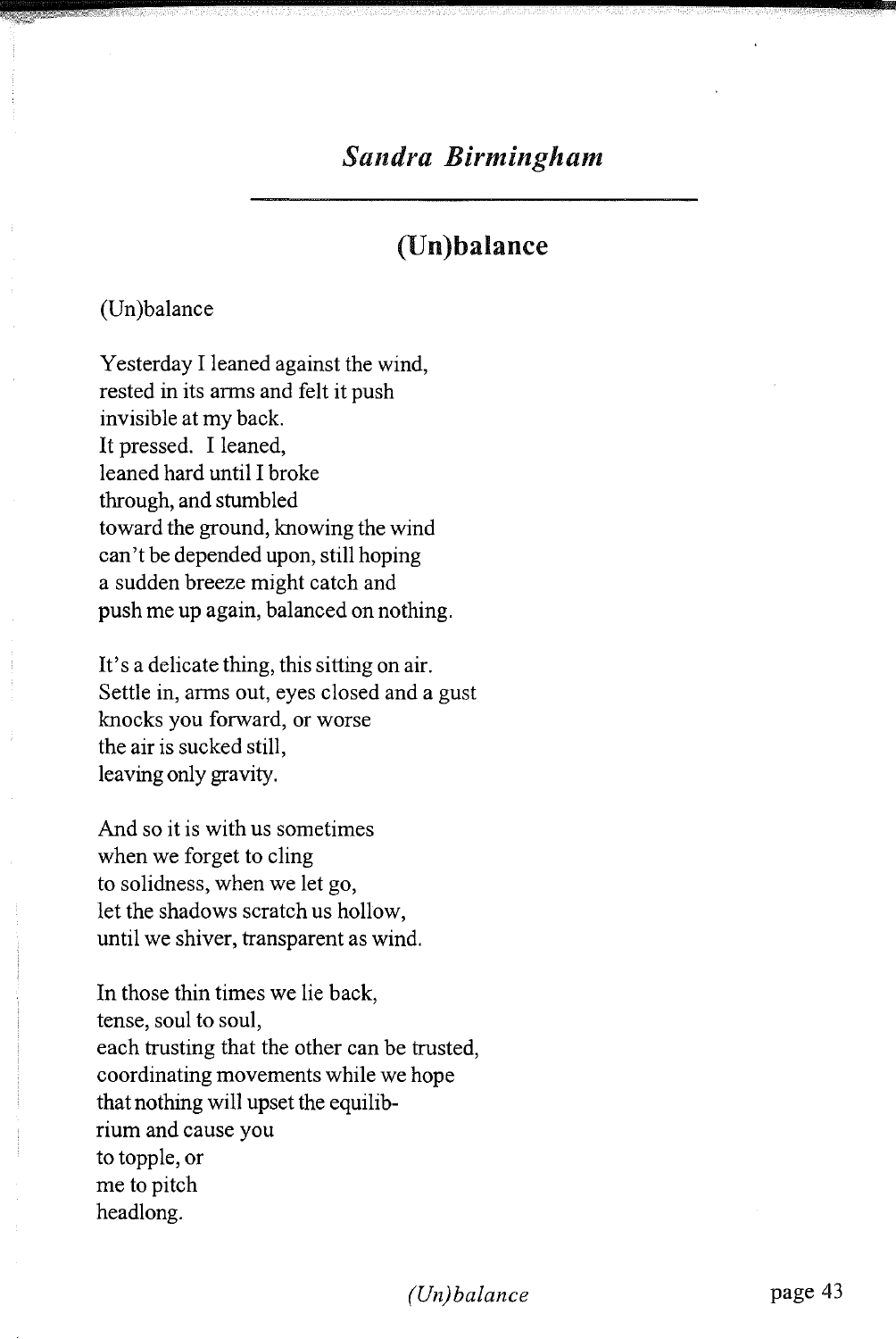*Sandra Birmingham*

## (Un)balance

(Un)balance

Yesterday I leaned against the wind,  
rested in its arms and felt it push  
invisible at my back.  
It pressed. I leaned,  
leaned hard until I broke  
through, and stumbled  
toward the ground, knowing the wind  
can't be depended upon, still hoping  
a sudden breeze might catch and  
push me up again, balanced on nothing.

It's a delicate thing, this sitting on air.  
Settle in, arms out, eyes closed and a gust  
knocks you forward, or worse  
the air is sucked still,  
leaving only gravity.

And so it is with us sometimes  
when we forget to cling  
to solidness, when we let go,  
let the shadows scratch us hollow,  
until we shiver, transparent as wind.

In those thin times we lie back,  
tense, soul to soul,  
each trusting that the other can be trusted,  
coordinating movements while we hope  
that nothing will upset the equilib-  
rium and cause you  
to topple, or  
me to pitch  
headlong.